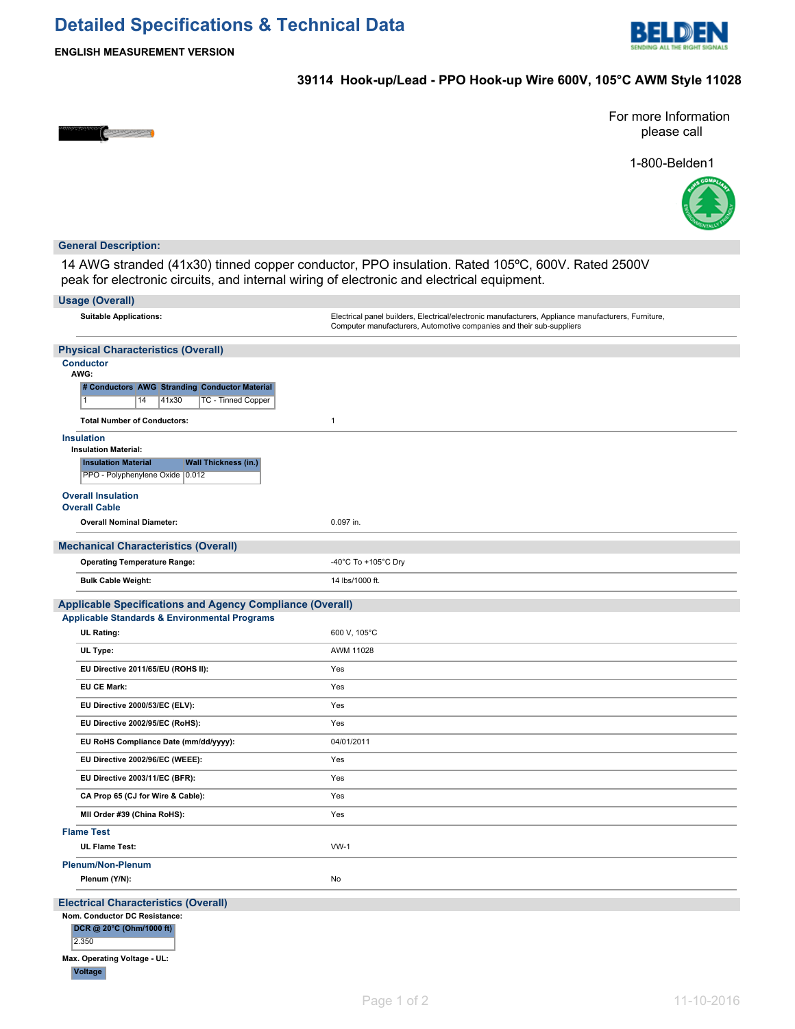# Detailed Specifications & Technical Data

**ENGLISH MEASUREMENT VERSION**

## 39114 Hook-up/Lead - PPO Hook-up Wire 600V, 105°C AWM Style 11028

For more Information please call

1-800-Belden1

## General Description:

14 AWG stranded (41x30) tinned copper conductor, PPO insulation. Rated 105ºC, 600V. Rated 2500V peak for electronic circuits, and internal wiring of electronic and electrical equipment.

## Usage (Overall)

**Suitable Applications:** Electrical panel builders, Electrical/electronic manufacturers, Appliance manufacturers, Furniture, Computer manufacturers, Automotive companies and their sub-suppliers

## Physical Characteristics (Overall)

### Conductor

**AWG:**

| # Conductors | AWG | Stranding | Conductor Material |
|---|---|---|---|
| 1 | 14 | 41x30 | TC - Tinned Copper |

**Total Number of Conductors:** 1

### Insulation

**Insulation Material:**

| Insulation Material | Wall Thickness (in.) |
|---|---|
| PPO - Polyphenylene Oxide | 0.012 |

### Overall Insulation

### Overall Cable

**Overall Nominal Diameter:** 0.097 in.

## Mechanical Characteristics (Overall)

**Operating Temperature Range:** -40°C To +105°C Dry

**Bulk Cable Weight:** 14 lbs/1000 ft.

## Applicable Specifications and Agency Compliance (Overall)

### Applicable Standards & Environmental Programs

| | |
|---|---|
| **UL Rating:** | 600 V, 105°C |
| **UL Type:** | AWM 11028 |
| **EU Directive 2011/65/EU (ROHS II):** | Yes |
| **EU CE Mark:** | Yes |
| **EU Directive 2000/53/EC (ELV):** | Yes |
| **EU Directive 2002/95/EC (RoHS):** | Yes |
| **EU RoHS Compliance Date (mm/dd/yyyy):** | 04/01/2011 |
| **EU Directive 2002/96/EC (WEEE):** | Yes |
| **EU Directive 2003/11/EC (BFR):** | Yes |
| **CA Prop 65 (CJ for Wire & Cable):** | Yes |
| **MII Order #39 (China RoHS):** | Yes |

### Flame Test

**UL Flame Test:** VW-1

### Plenum/Non-Plenum

**Plenum (Y/N):** No

## Electrical Characteristics (Overall)

**Nom. Conductor DC Resistance:**

| DCR @ 20°C (Ohm/1000 ft) |
|---|
| 2.350 |

**Max. Operating Voltage - UL:**

| Voltage |
|---|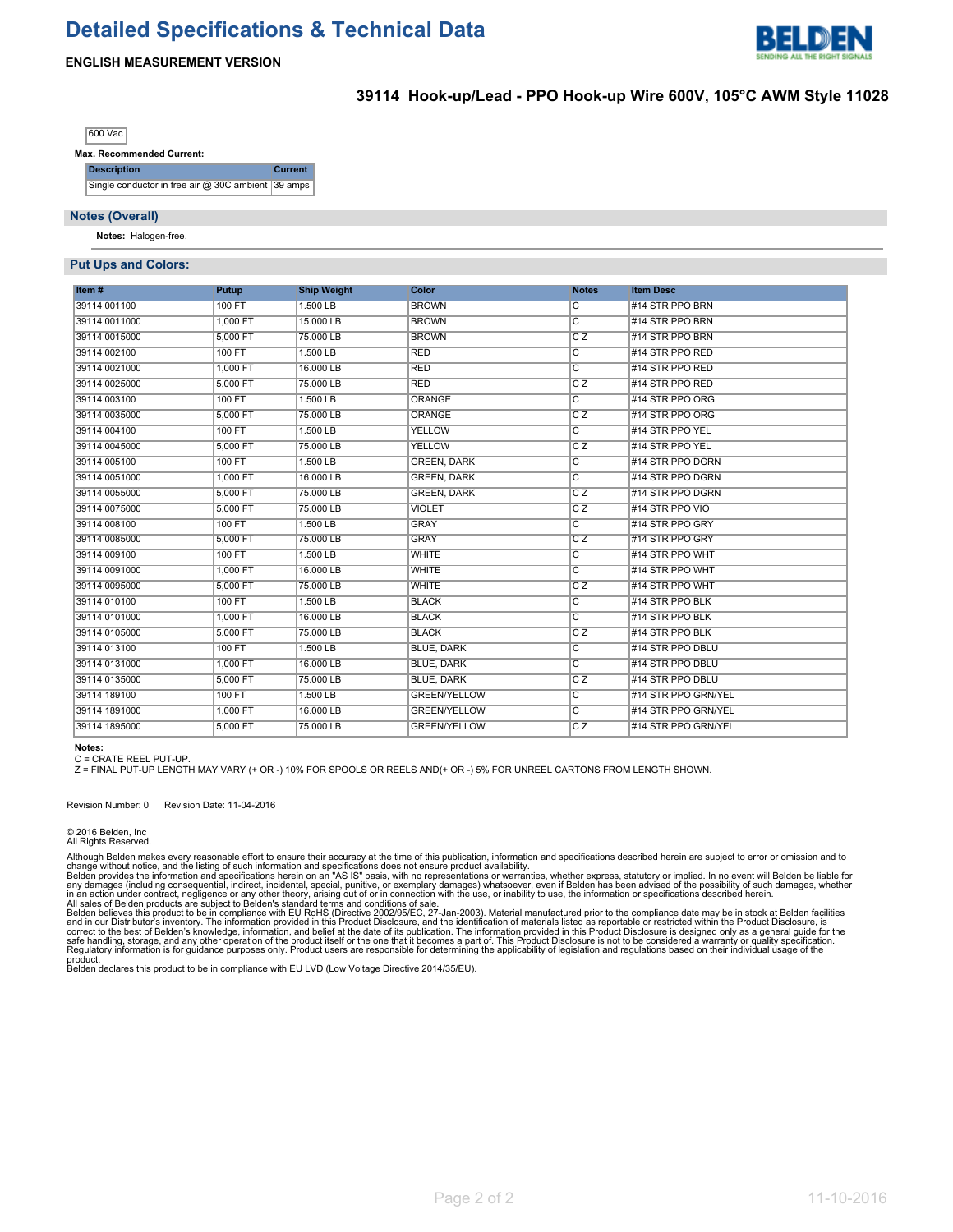# Detailed Specifications & Technical Data

**ENGLISH MEASUREMENT VERSION**

### 39114 Hook-up/Lead - PPO Hook-up Wire 600V, 105°C AWM Style 11028

600 Vac

**Max. Recommended Current:**

| Description | Current |
|---|---|
| Single conductor in free air @ 30C ambient | 39 amps |

## Notes (Overall)

**Notes:** Halogen-free.

## Put Ups and Colors:

| Item # | Putup | Ship Weight | Color | Notes | Item Desc |
|---|---|---|---|---|---|
| 39114 001100 | 100 FT | 1.500 LB | BROWN | C | #14 STR PPO BRN |
| 39114 0011000 | 1,000 FT | 15.000 LB | BROWN | C | #14 STR PPO BRN |
| 39114 0015000 | 5,000 FT | 75.000 LB | BROWN | C Z | #14 STR PPO BRN |
| 39114 002100 | 100 FT | 1.500 LB | RED | C | #14 STR PPO RED |
| 39114 0021000 | 1,000 FT | 16.000 LB | RED | C | #14 STR PPO RED |
| 39114 0025000 | 5,000 FT | 75.000 LB | RED | C Z | #14 STR PPO RED |
| 39114 003100 | 100 FT | 1.500 LB | ORANGE | C | #14 STR PPO ORG |
| 39114 0035000 | 5,000 FT | 75.000 LB | ORANGE | C Z | #14 STR PPO ORG |
| 39114 004100 | 100 FT | 1.500 LB | YELLOW | C | #14 STR PPO YEL |
| 39114 0045000 | 5,000 FT | 75.000 LB | YELLOW | C Z | #14 STR PPO YEL |
| 39114 005100 | 100 FT | 1.500 LB | GREEN, DARK | C | #14 STR PPO DGRN |
| 39114 0051000 | 1,000 FT | 16.000 LB | GREEN, DARK | C | #14 STR PPO DGRN |
| 39114 0055000 | 5,000 FT | 75.000 LB | GREEN, DARK | C Z | #14 STR PPO DGRN |
| 39114 0075000 | 5,000 FT | 75.000 LB | VIOLET | C Z | #14 STR PPO VIO |
| 39114 008100 | 100 FT | 1.500 LB | GRAY | C | #14 STR PPO GRY |
| 39114 0085000 | 5,000 FT | 75.000 LB | GRAY | C Z | #14 STR PPO GRY |
| 39114 009100 | 100 FT | 1.500 LB | WHITE | C | #14 STR PPO WHT |
| 39114 0091000 | 1,000 FT | 16.000 LB | WHITE | C | #14 STR PPO WHT |
| 39114 0095000 | 5,000 FT | 75.000 LB | WHITE | C Z | #14 STR PPO WHT |
| 39114 010100 | 100 FT | 1.500 LB | BLACK | C | #14 STR PPO BLK |
| 39114 0101000 | 1,000 FT | 16.000 LB | BLACK | C | #14 STR PPO BLK |
| 39114 0105000 | 5,000 FT | 75.000 LB | BLACK | C Z | #14 STR PPO BLK |
| 39114 013100 | 100 FT | 1.500 LB | BLUE, DARK | C | #14 STR PPO DBLU |
| 39114 0131000 | 1,000 FT | 16.000 LB | BLUE, DARK | C | #14 STR PPO DBLU |
| 39114 0135000 | 5,000 FT | 75.000 LB | BLUE, DARK | C Z | #14 STR PPO DBLU |
| 39114 189100 | 100 FT | 1.500 LB | GREEN/YELLOW | C | #14 STR PPO GRN/YEL |
| 39114 1891000 | 1,000 FT | 16.000 LB | GREEN/YELLOW | C | #14 STR PPO GRN/YEL |
| 39114 1895000 | 5,000 FT | 75.000 LB | GREEN/YELLOW | C Z | #14 STR PPO GRN/YEL |

**Notes:**
C = CRATE REEL PUT-UP.
Z = FINAL PUT-UP LENGTH MAY VARY (+ OR -) 10% FOR SPOOLS OR REELS AND(+ OR -) 5% FOR UNREEL CARTONS FROM LENGTH SHOWN.

Revision Number: 0 Revision Date: 11-04-2016

© 2016 Belden, Inc
All Rights Reserved.

Although Belden makes every reasonable effort to ensure their accuracy at the time of this publication, information and specifications described herein are subject to error or omission and to change without notice, and the listing of such information and specifications does not ensure product availability.
Belden provides the information and specifications herein on an "AS IS" basis, with no representations or warranties, whether express, statutory or implied. In no event will Belden be liable for any damages (including consequential, indirect, incidental, special, punitive, or exemplary damages) whatsoever, even if Belden has been advised of the possibility of such damages, whether in an action under contract, negligence or any other theory, arising out of or in connection with the use, or inability to use, the information or specifications described herein.
All sales of Belden products are subject to Belden's standard terms and conditions of sale.
Belden believes this product to be in compliance with EU RoHS (Directive 2002/95/EC, 27-Jan-2003). Material manufactured prior to the compliance date may be in stock at Belden facilities and in our Distributor's inventory. The information provided in this Product Disclosure, and the identification of materials listed as reportable or restricted within the Product Disclosure, is correct to the best of Belden's knowledge, information, and belief at the date of its publication. The information provided in this Product Disclosure is designed only as a general guide for the safe handling, storage, and any other operation of the product itself or the one that it becomes a part of. This Product Disclosure is not to be considered a warranty or quality specification. Regulatory information is for guidance purposes only. Product users are responsible for determining the applicability of legislation and regulations based on their individual usage of the product.
Belden declares this product to be in compliance with EU LVD (Low Voltage Directive 2014/35/EU).